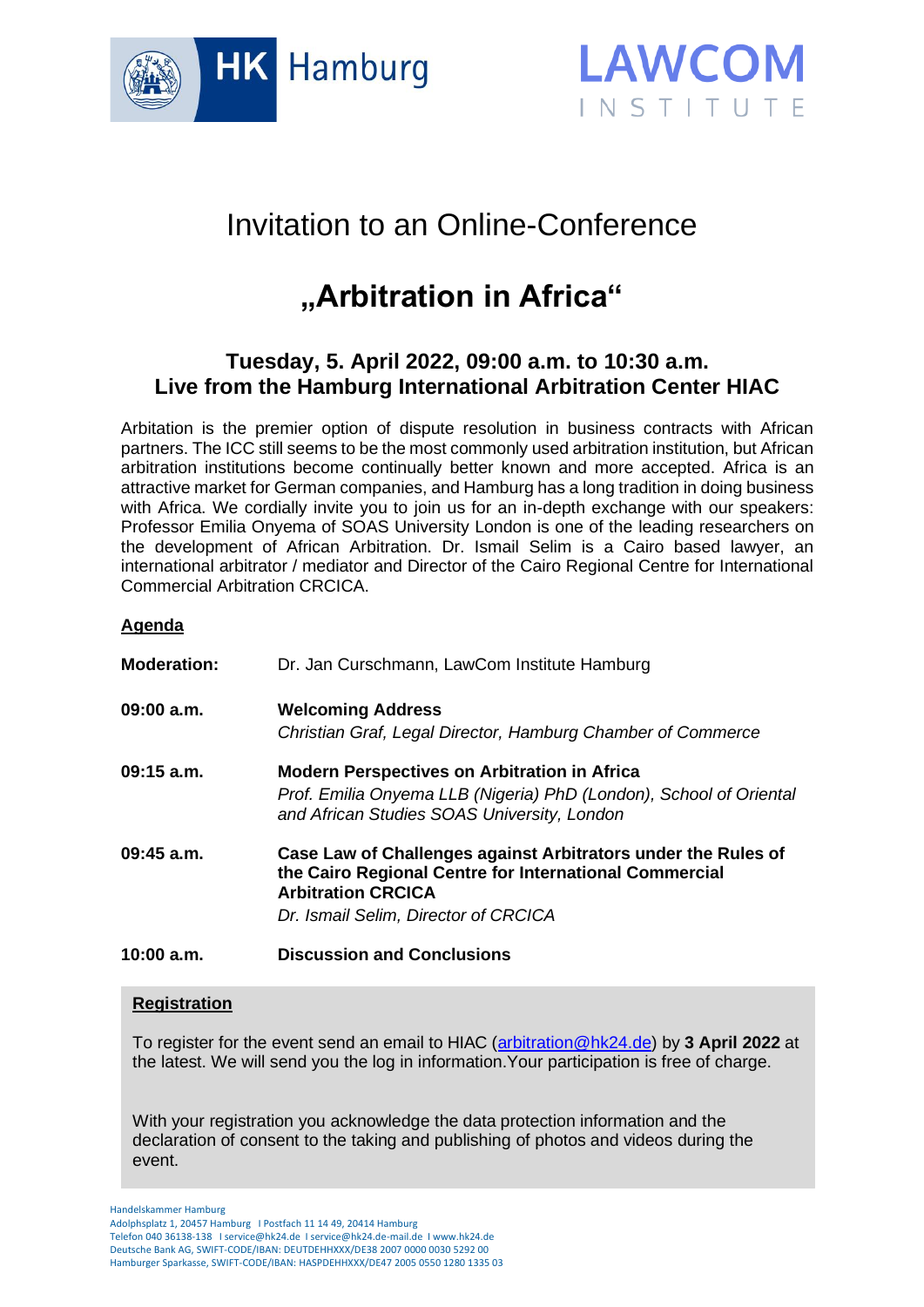HK Hamburg

LAWCOM INSTITUTE

# Invitation to an Online-Conference

# „Arbitration in Africa“

## Tuesday, 5. April 2022, 09:00 a.m. to 10:30 a.m.
## Live from the Hamburg International Arbitration Center HIAC

Arbitration is the premier option of dispute resolution in business contracts with African partners. The ICC still seems to be the most commonly used arbitration institution, but African arbitration institutions become continually better known and more accepted. Africa is an attractive market for German companies, and Hamburg has a long tradition in doing business with Africa. We cordially invite you to join us for an in-depth exchange with our speakers: Professor Emilia Onyema of SOAS University London is one of the leading researchers on the development of African Arbitration. Dr. Ismail Selim is a Cairo based lawyer, an international arbitrator / mediator and Director of the Cairo Regional Centre for International Commercial Arbitration CRCICA.

**Agenda**

**Moderation:** Dr. Jan Curschmann, LawCom Institute Hamburg

**09:00 a.m.** **Welcoming Address**
*Christian Graf, Legal Director, Hamburg Chamber of Commerce*

**09:15 a.m.** **Modern Perspectives on Arbitration in Africa**
*Prof. Emilia Onyema LLB (Nigeria) PhD (London), School of Oriental and African Studies SOAS University, London*

**09:45 a.m.** **Case Law of Challenges against Arbitrators under the Rules of the Cairo Regional Centre for International Commercial Arbitration CRCICA**
*Dr. Ismail Selim, Director of CRCICA*

**10:00 a.m.** **Discussion and Conclusions**

**Registration**

To register for the event send an email to HIAC (arbitration@hk24.de) by **3 April 2022** at the latest. We will send you the log in information.Your participation is free of charge.

With your registration you acknowledge the data protection information and the declaration of consent to the taking and publishing of photos and videos during the event.

Handelskammer Hamburg
Adolphsplatz 1, 20457 Hamburg I Postfach 11 14 49, 20414 Hamburg
Telefon 040 36138-138 I service@hk24.de I service@hk24.de-mail.de I www.hk24.de
Deutsche Bank AG, SWIFT-CODE/IBAN: DEUTDEHHXXX/DE38 2007 0000 0030 5292 00
Hamburger Sparkasse, SWIFT-CODE/IBAN: HASPDEHHXXX/DE47 2005 0550 1280 1335 03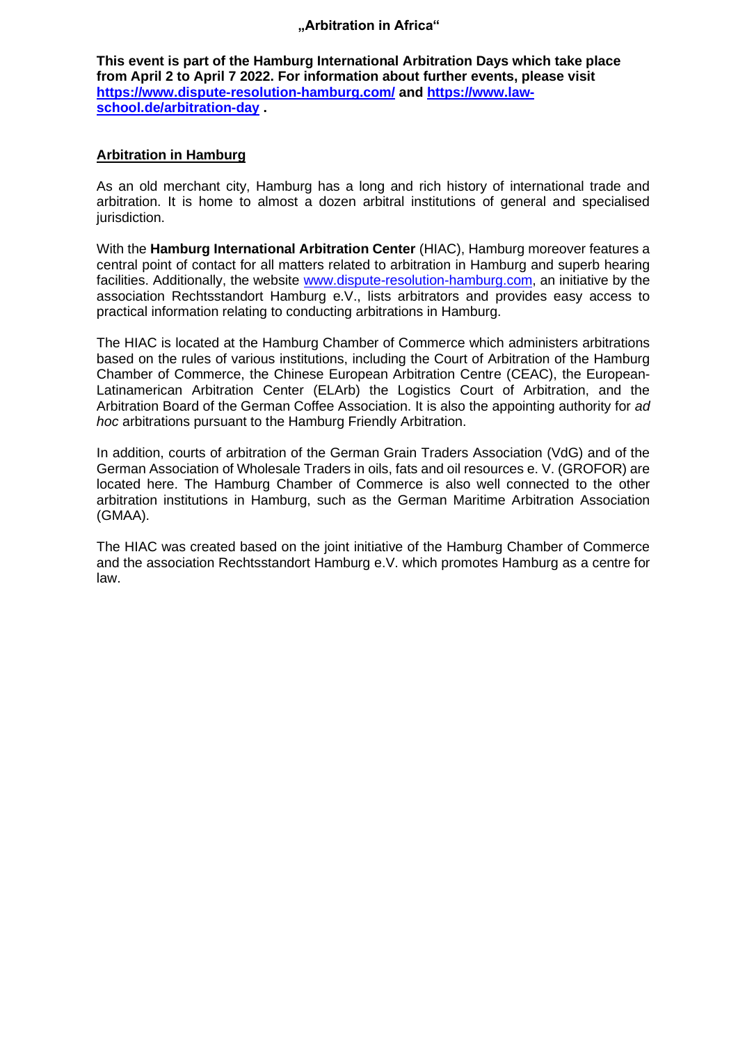# „Arbitration in Africa“

**This event is part of the Hamburg International Arbitration Days which take place from April 2 to April 7 2022. For information about further events, please visit [https://www.dispute-resolution-hamburg.com/](https://www.dispute-resolution-hamburg.com/) and [https://www.law-school.de/arbitration-day](https://www.law-school.de/arbitration-day) .**

## Arbitration in Hamburg

As an old merchant city, Hamburg has a long and rich history of international trade and arbitration. It is home to almost a dozen arbitral institutions of general and specialised jurisdiction.

With the **Hamburg International Arbitration Center** (HIAC), Hamburg moreover features a central point of contact for all matters related to arbitration in Hamburg and superb hearing facilities. Additionally, the website [www.dispute-resolution-hamburg.com](http://www.dispute-resolution-hamburg.com), an initiative by the association Rechtsstandort Hamburg e.V., lists arbitrators and provides easy access to practical information relating to conducting arbitrations in Hamburg.

The HIAC is located at the Hamburg Chamber of Commerce which administers arbitrations based on the rules of various institutions, including the Court of Arbitration of the Hamburg Chamber of Commerce, the Chinese European Arbitration Centre (CEAC), the European-Latinamerican Arbitration Center (ELArb) the Logistics Court of Arbitration, and the Arbitration Board of the German Coffee Association. It is also the appointing authority for *ad hoc* arbitrations pursuant to the Hamburg Friendly Arbitration.

In addition, courts of arbitration of the German Grain Traders Association (VdG) and of the German Association of Wholesale Traders in oils, fats and oil resources e. V. (GROFOR) are located here. The Hamburg Chamber of Commerce is also well connected to the other arbitration institutions in Hamburg, such as the German Maritime Arbitration Association (GMAA).

The HIAC was created based on the joint initiative of the Hamburg Chamber of Commerce and the association Rechtsstandort Hamburg e.V. which promotes Hamburg as a centre for law.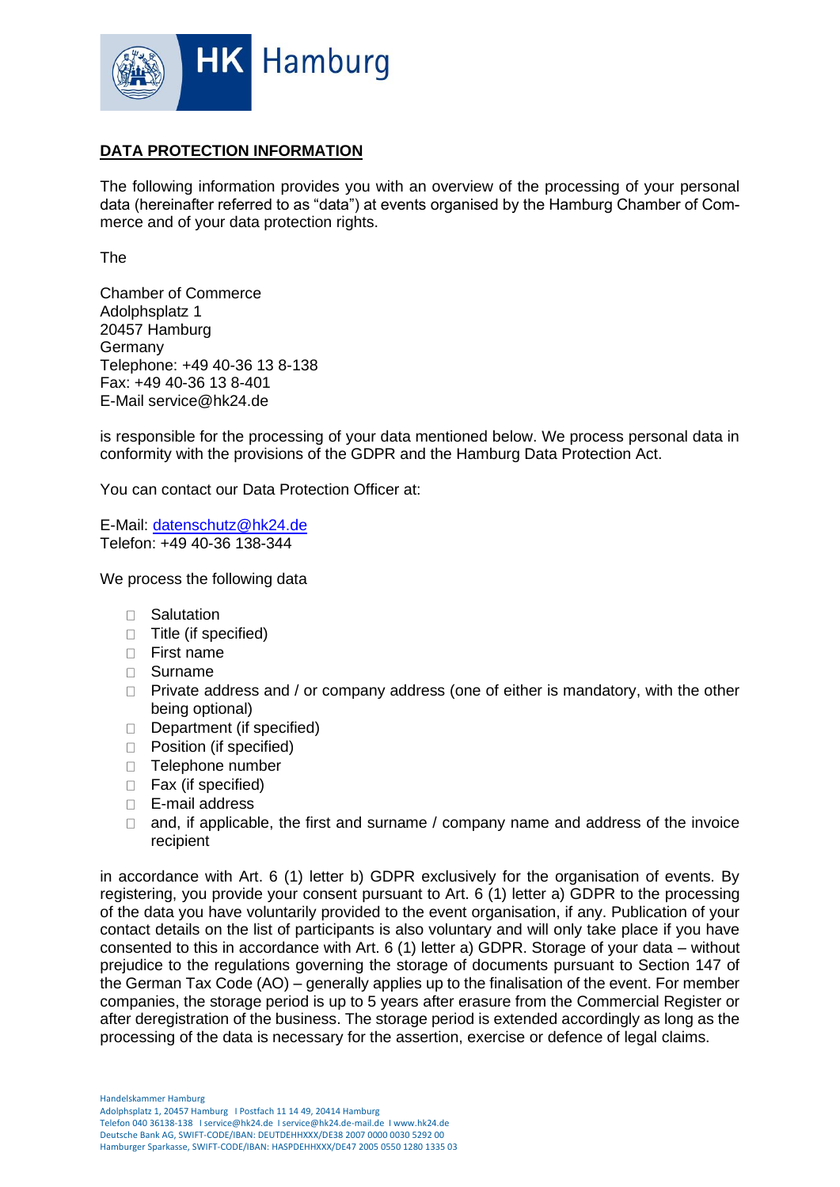# DATA PROTECTION INFORMATION

The following information provides you with an overview of the processing of your personal data (hereinafter referred to as "data") at events organised by the Hamburg Chamber of Commerce and of your data protection rights.

The

Chamber of Commerce
Adolphsplatz 1
20457 Hamburg
Germany
Telephone: +49 40-36 13 8-138
Fax: +49 40-36 13 8-401
E-Mail service@hk24.de

is responsible for the processing of your data mentioned below. We process personal data in conformity with the provisions of the GDPR and the Hamburg Data Protection Act.

You can contact our Data Protection Officer at:

E-Mail: datenschutz@hk24.de
Telefon: +49 40-36 138-344

We process the following data

- Salutation
- Title (if specified)
- First name
- Surname
- Private address and / or company address (one of either is mandatory, with the other being optional)
- Department (if specified)
- Position (if specified)
- Telephone number
- Fax (if specified)
- E-mail address
- and, if applicable, the first and surname / company name and address of the invoice recipient

in accordance with Art. 6 (1) letter b) GDPR exclusively for the organisation of events. By registering, you provide your consent pursuant to Art. 6 (1) letter a) GDPR to the processing of the data you have voluntarily provided to the event organisation, if any. Publication of your contact details on the list of participants is also voluntary and will only take place if you have consented to this in accordance with Art. 6 (1) letter a) GDPR. Storage of your data – without prejudice to the regulations governing the storage of documents pursuant to Section 147 of the German Tax Code (AO) – generally applies up to the finalisation of the event. For member companies, the storage period is up to 5 years after erasure from the Commercial Register or after deregistration of the business. The storage period is extended accordingly as long as the processing of the data is necessary for the assertion, exercise or defence of legal claims.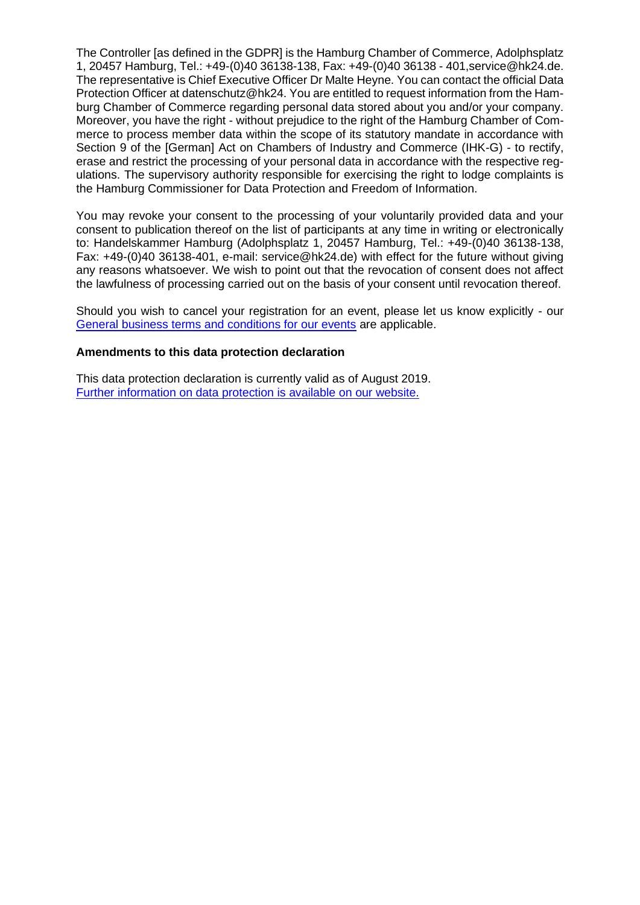The Controller [as defined in the GDPR] is the Hamburg Chamber of Commerce, Adolphsplatz 1, 20457 Hamburg, Tel.: +49-(0)40 36138-138, Fax: +49-(0)40 36138 - 401,service@hk24.de. The representative is Chief Executive Officer Dr Malte Heyne. You can contact the official Data Protection Officer at datenschutz@hk24. You are entitled to request information from the Hamburg Chamber of Commerce regarding personal data stored about you and/or your company. Moreover, you have the right - without prejudice to the right of the Hamburg Chamber of Commerce to process member data within the scope of its statutory mandate in accordance with Section 9 of the [German] Act on Chambers of Industry and Commerce (IHK-G) - to rectify, erase and restrict the processing of your personal data in accordance with the respective regulations. The supervisory authority responsible for exercising the right to lodge complaints is the Hamburg Commissioner for Data Protection and Freedom of Information.

You may revoke your consent to the processing of your voluntarily provided data and your consent to publication thereof on the list of participants at any time in writing or electronically to: Handelskammer Hamburg (Adolphsplatz 1, 20457 Hamburg, Tel.: +49-(0)40 36138-138, Fax: +49-(0)40 36138-401, e-mail: service@hk24.de) with effect for the future without giving any reasons whatsoever. We wish to point out that the revocation of consent does not affect the lawfulness of processing carried out on the basis of your consent until revocation thereof.

Should you wish to cancel your registration for an event, please let us know explicitly - our General business terms and conditions for our events are applicable.

**Amendments to this data protection declaration**

This data protection declaration is currently valid as of August 2019.
Further information on data protection is available on our website.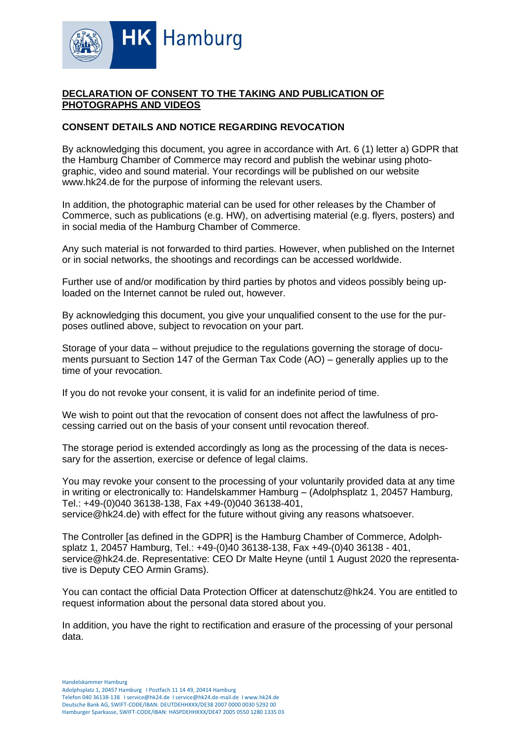**DECLARATION OF CONSENT TO THE TAKING AND PUBLICATION OF PHOTOGRAPHS AND VIDEOS**

**CONSENT DETAILS AND NOTICE REGARDING REVOCATION**

By acknowledging this document, you agree in accordance with Art. 6 (1) letter a) GDPR that the Hamburg Chamber of Commerce may record and publish the webinar using photographic, video and sound material. Your recordings will be published on our website www.hk24.de for the purpose of informing the relevant users.

In addition, the photographic material can be used for other releases by the Chamber of Commerce, such as publications (e.g. HW), on advertising material (e.g. flyers, posters) and in social media of the Hamburg Chamber of Commerce.

Any such material is not forwarded to third parties. However, when published on the Internet or in social networks, the shootings and recordings can be accessed worldwide.

Further use of and/or modification by third parties by photos and videos possibly being uploaded on the Internet cannot be ruled out, however.

By acknowledging this document, you give your unqualified consent to the use for the purposes outlined above, subject to revocation on your part.

Storage of your data – without prejudice to the regulations governing the storage of documents pursuant to Section 147 of the German Tax Code (AO) – generally applies up to the time of your revocation.

If you do not revoke your consent, it is valid for an indefinite period of time.

We wish to point out that the revocation of consent does not affect the lawfulness of processing carried out on the basis of your consent until revocation thereof.

The storage period is extended accordingly as long as the processing of the data is necessary for the assertion, exercise or defence of legal claims.

You may revoke your consent to the processing of your voluntarily provided data at any time in writing or electronically to: Handelskammer Hamburg – (Adolphsplatz 1, 20457 Hamburg, Tel.: +49-(0)040 36138-138, Fax +49-(0)040 36138-401, service@hk24.de) with effect for the future without giving any reasons whatsoever.

The Controller [as defined in the GDPR] is the Hamburg Chamber of Commerce, Adolphsplatz 1, 20457 Hamburg, Tel.: +49-(0)40 36138-138, Fax +49-(0)40 36138 - 401, service@hk24.de. Representative: CEO Dr Malte Heyne (until 1 August 2020 the representative is Deputy CEO Armin Grams).

You can contact the official Data Protection Officer at datenschutz@hk24. You are entitled to request information about the personal data stored about you.

In addition, you have the right to rectification and erasure of the processing of your personal data.